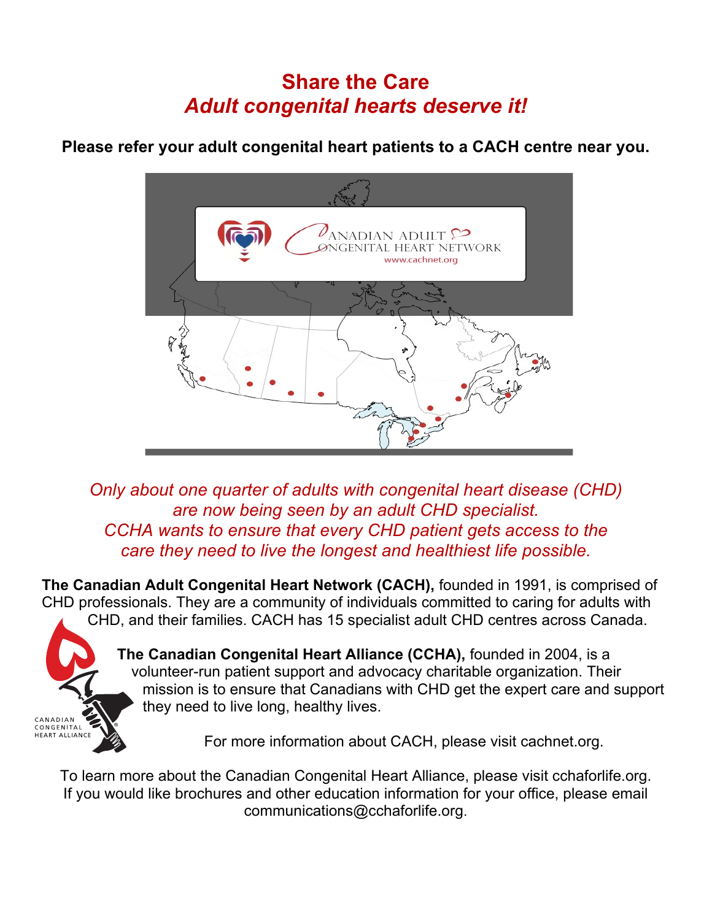# Share the Care
## *Adult congenital hearts deserve it!*

**Please refer your adult congenital heart patients to a CACH centre near you.**

*Only about one quarter of adults with congenital heart disease (CHD) are now being seen by an adult CHD specialist. CCHA wants to ensure that every CHD patient gets access to the care they need to live the longest and healthiest life possible.*

**The Canadian Adult Congenital Heart Network (CACH),** founded in 1991, is comprised of CHD professionals. They are a community of individuals committed to caring for adults with CHD, and their families. CACH has 15 specialist adult CHD centres across Canada.

**The Canadian Congenital Heart Alliance (CCHA),** founded in 2004, is a volunteer-run patient support and advocacy charitable organization. Their mission is to ensure that Canadians with CHD get the expert care and support they need to live long, healthy lives.

For more information about CACH, please visit cachnet.org.

To learn more about the Canadian Congenital Heart Alliance, please visit cchaforlife.org. If you would like brochures and other education information for your office, please email communications@cchaforlife.org.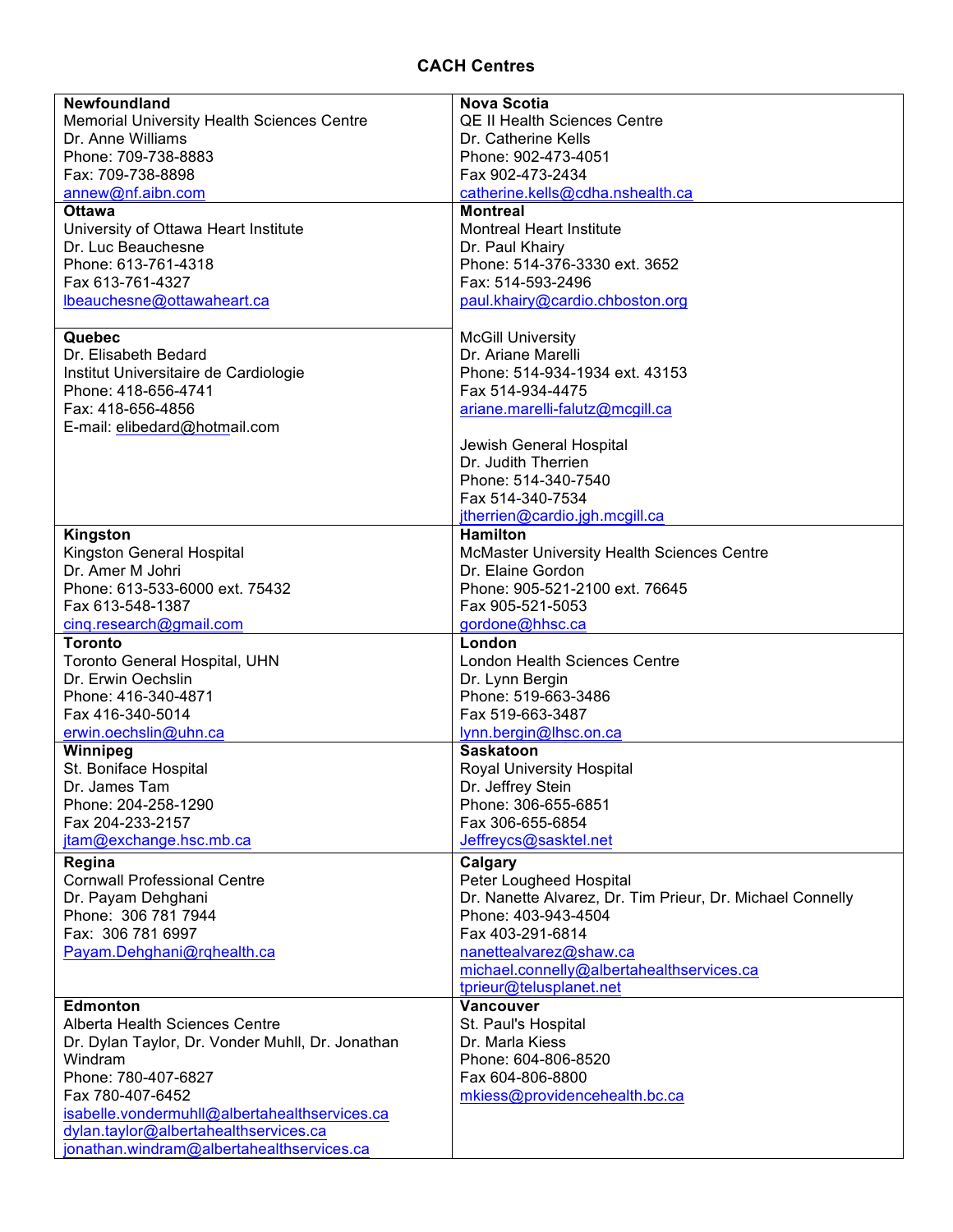# CACH Centres

| | |
|---|---|
| **Newfoundland**<br>Memorial University Health Sciences Centre<br>Dr. Anne Williams<br>Phone: 709-738-8883<br>Fax: 709-738-8898<br>annew@nf.aibn.com | **Nova Scotia**<br>QE II Health Sciences Centre<br>Dr. Catherine Kells<br>Phone: 902-473-4051<br>Fax 902-473-2434<br>catherine.kells@cdha.nshealth.ca |
| **Ottawa**<br>University of Ottawa Heart Institute<br>Dr. Luc Beauchesne<br>Phone: 613-761-4318<br>Fax 613-761-4327<br>lbeauchesne@ottawaheart.ca<br><br>**Quebec**<br>Dr. Elisabeth Bedard<br>Institut Universitaire de Cardiologie<br>Phone: 418-656-4741<br>Fax: 418-656-4856<br>E-mail: elibedard@hotmail.com | **Montreal**<br>Montreal Heart Institute<br>Dr. Paul Khairy<br>Phone: 514-376-3330 ext. 3652<br>Fax: 514-593-2496<br>paul.khairy@cardio.chboston.org<br><br>McGill University<br>Dr. Ariane Marelli<br>Phone: 514-934-1934 ext. 43153<br>Fax 514-934-4475<br>ariane.marelli-falutz@mcgill.ca<br><br>Jewish General Hospital<br>Dr. Judith Therrien<br>Phone: 514-340-7540<br>Fax 514-340-7534<br>jtherrien@cardio.jgh.mcgill.ca |
| **Kingston**<br>Kingston General Hospital<br>Dr. Amer M Johri<br>Phone: 613-533-6000 ext. 75432<br>Fax 613-548-1387<br>cinq.research@gmail.com | **Hamilton**<br>McMaster University Health Sciences Centre<br>Dr. Elaine Gordon<br>Phone: 905-521-2100 ext. 76645<br>Fax 905-521-5053<br>gordone@hhsc.ca |
| **Toronto**<br>Toronto General Hospital, UHN<br>Dr. Erwin Oechslin<br>Phone: 416-340-4871<br>Fax 416-340-5014<br>erwin.oechslin@uhn.ca | **London**<br>London Health Sciences Centre<br>Dr. Lynn Bergin<br>Phone: 519-663-3486<br>Fax 519-663-3487<br>lynn.bergin@lhsc.on.ca |
| **Winnipeg**<br>St. Boniface Hospital<br>Dr. James Tam<br>Phone: 204-258-1290<br>Fax 204-233-2157<br>jtam@exchange.hsc.mb.ca | **Saskatoon**<br>Royal University Hospital<br>Dr. Jeffrey Stein<br>Phone: 306-655-6851<br>Fax 306-655-6854<br>Jeffreycs@sasktel.net |
| **Regina**<br>Cornwall Professional Centre<br>Dr. Payam Dehghani<br>Phone: 306 781 7944<br>Fax: 306 781 6997<br>Payam.Dehghani@rqhealth.ca | **Calgary**<br>Peter Lougheed Hospital<br>Dr. Nanette Alvarez, Dr. Tim Prieur, Dr. Michael Connelly<br>Phone: 403-943-4504<br>Fax 403-291-6814<br>nanettealvarez@shaw.ca<br>michael.connelly@albertahealthservices.ca<br>tprieur@telusplanet.net |
| **Edmonton**<br>Alberta Health Sciences Centre<br>Dr. Dylan Taylor, Dr. Vonder Muhll, Dr. Jonathan Windram<br>Phone: 780-407-6827<br>Fax 780-407-6452<br>isabelle.vondermuhll@albertahealthservices.ca<br>dylan.taylor@albertahealthservices.ca<br>jonathan.windram@albertahealthservices.ca | **Vancouver**<br>St. Paul's Hospital<br>Dr. Marla Kiess<br>Phone: 604-806-8520<br>Fax 604-806-8800<br>mkiess@providencehealth.bc.ca |